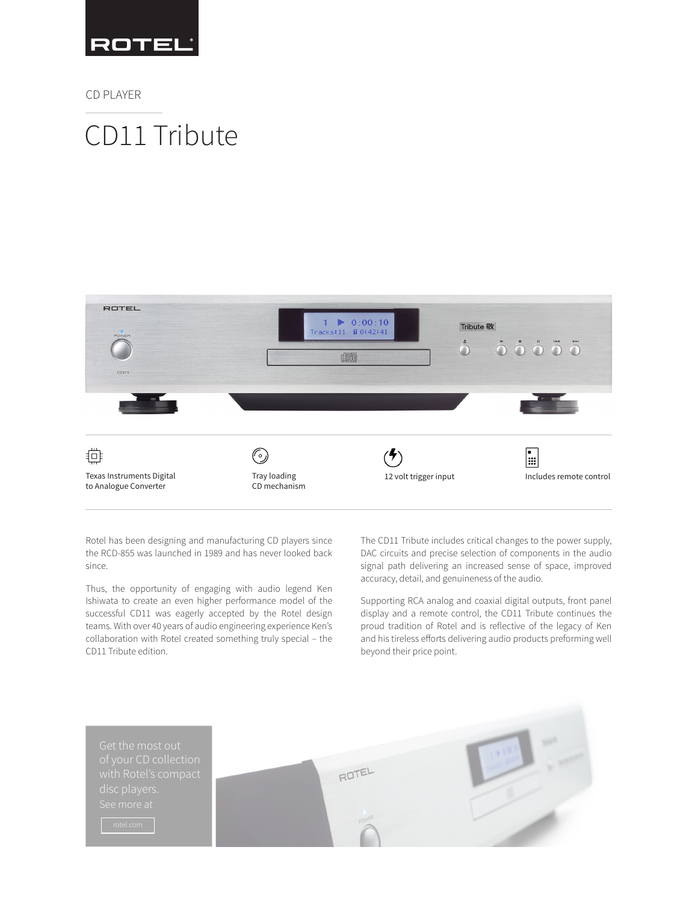ROTEL

CD PLAYER

# CD11 Tribute

Texas Instruments Digital to Analogue Converter

Tray loading CD mechanism

12 volt trigger input

Includes remote control

Rotel has been designing and manufacturing CD players since the RCD-855 was launched in 1989 and has never looked back since.

Thus, the opportunity of engaging with audio legend Ken Ishiwata to create an even higher performance model of the successful CD11 was eagerly accepted by the Rotel design teams. With over 40 years of audio engineering experience Ken's collaboration with Rotel created something truly special – the CD11 Tribute edition.

The CD11 Tribute includes critical changes to the power supply, DAC circuits and precise selection of components in the audio signal path delivering an increased sense of space, improved accuracy, detail, and genuineness of the audio.

Supporting RCA analog and coaxial digital outputs, front panel display and a remote control, the CD11 Tribute continues the proud tradition of Rotel and is reflective of the legacy of Ken and his tireless efforts delivering audio products preforming well beyond their price point.

Get the most out of your CD collection with Rotel's compact disc players.
See more at

rotel.com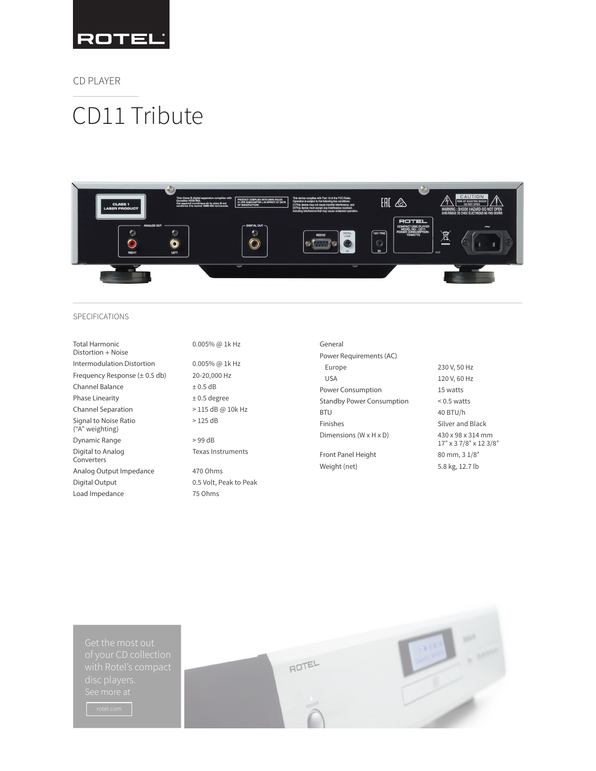ROTEL

CD PLAYER

# CD11 Tribute

## SPECIFICATIONS

| | |
|---|---|
| Total Harmonic Distortion + Noise | 0.005% @ 1k Hz |
| Intermodulation Distortion | 0.005% @ 1k Hz |
| Frequency Response (± 0.5 db) | 20-20,000 Hz |
| Channel Balance | ± 0.5 dB |
| Phase Linearity | ± 0.5 degree |
| Channel Separation | > 115 dB @ 10k Hz |
| Signal to Noise Ratio (“A” weighting) | > 125 dB |
| Dynamic Range | > 99 dB |
| Digital to Analog Converters | Texas Instruments |
| Analog Output Impedance | 470 Ohms |
| Digital Output | 0.5 Volt, Peak to Peak |
| Load Impedance | 75 Ohms |

| | |
|---|---|
| General | |
| Power Requirements (AC) | |
| Europe | 230 V, 50 Hz |
| USA | 120 V, 60 Hz |
| Power Consumption | 15 watts |
| Standby Power Consumption | < 0.5 watts |
| BTU | 40 BTU/h |
| Finishes | Silver and Black |
| Dimensions (W x H x D) | 430 x 98 x 314 mm<br>17" x 3 7/8" x 12 3/8" |
| Front Panel Height | 80 mm, 3 1/8" |
| Weight (net) | 5.8 kg, 12.7 lb |

Get the most out of your CD collection with Rotel’s compact disc players.
See more at

rotel.com